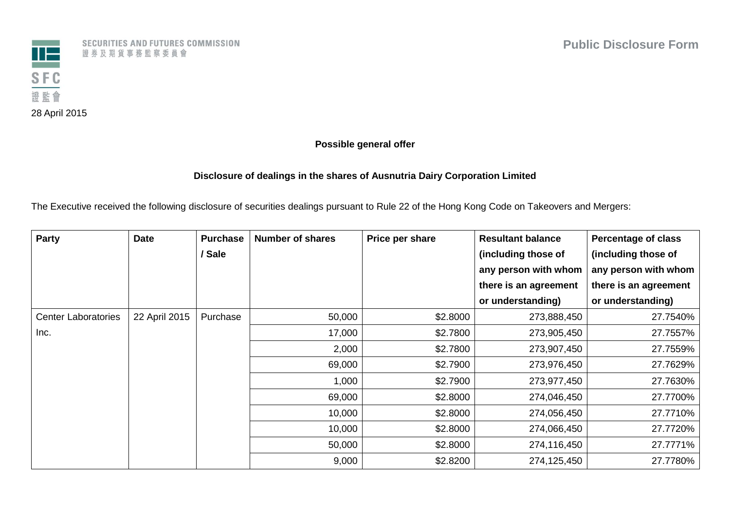SECURITIES AND FUTURES COMMISSION
證券及期貨事務監察委員會

SFC
證監會

**Public Disclosure Form**

28 April 2015

**Possible general offer**

**Disclosure of dealings in the shares of Ausnutria Dairy Corporation Limited**

The Executive received the following disclosure of securities dealings pursuant to Rule 22 of the Hong Kong Code on Takeovers and Mergers:

| Party | Date | Purchase / Sale | Number of shares | Price per share | Resultant balance (including those of any person with whom there is an agreement or understanding) | Percentage of class (including those of any person with whom there is an agreement or understanding) |
|---|---|---|---|---|---|---|
| Center Laboratories Inc. | 22 April 2015 | Purchase | 50,000 | $2.8000 | 273,888,450 | 27.7540% |
| | | | 17,000 | $2.7800 | 273,905,450 | 27.7557% |
| | | | 2,000 | $2.7800 | 273,907,450 | 27.7559% |
| | | | 69,000 | $2.7900 | 273,976,450 | 27.7629% |
| | | | 1,000 | $2.7900 | 273,977,450 | 27.7630% |
| | | | 69,000 | $2.8000 | 274,046,450 | 27.7700% |
| | | | 10,000 | $2.8000 | 274,056,450 | 27.7710% |
| | | | 10,000 | $2.8000 | 274,066,450 | 27.7720% |
| | | | 50,000 | $2.8000 | 274,116,450 | 27.7771% |
| | | | 9,000 | $2.8200 | 274,125,450 | 27.7780% |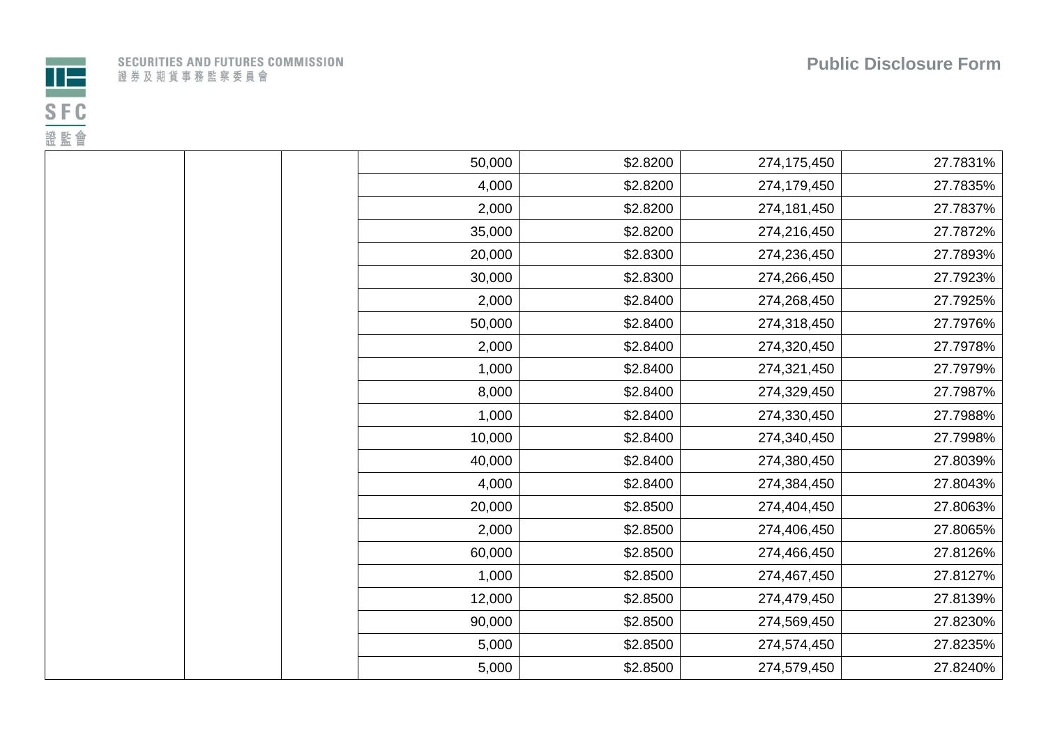| | | | | | | |
|---|---|---|---|---|---|---|
| | | | 50,000 | $2.8200 | 274,175,450 | 27.7831% |
| | | | 4,000 | $2.8200 | 274,179,450 | 27.7835% |
| | | | 2,000 | $2.8200 | 274,181,450 | 27.7837% |
| | | | 35,000 | $2.8200 | 274,216,450 | 27.7872% |
| | | | 20,000 | $2.8300 | 274,236,450 | 27.7893% |
| | | | 30,000 | $2.8300 | 274,266,450 | 27.7923% |
| | | | 2,000 | $2.8400 | 274,268,450 | 27.7925% |
| | | | 50,000 | $2.8400 | 274,318,450 | 27.7976% |
| | | | 2,000 | $2.8400 | 274,320,450 | 27.7978% |
| | | | 1,000 | $2.8400 | 274,321,450 | 27.7979% |
| | | | 8,000 | $2.8400 | 274,329,450 | 27.7987% |
| | | | 1,000 | $2.8400 | 274,330,450 | 27.7988% |
| | | | 10,000 | $2.8400 | 274,340,450 | 27.7998% |
| | | | 40,000 | $2.8400 | 274,380,450 | 27.8039% |
| | | | 4,000 | $2.8400 | 274,384,450 | 27.8043% |
| | | | 20,000 | $2.8500 | 274,404,450 | 27.8063% |
| | | | 2,000 | $2.8500 | 274,406,450 | 27.8065% |
| | | | 60,000 | $2.8500 | 274,466,450 | 27.8126% |
| | | | 1,000 | $2.8500 | 274,467,450 | 27.8127% |
| | | | 12,000 | $2.8500 | 274,479,450 | 27.8139% |
| | | | 90,000 | $2.8500 | 274,569,450 | 27.8230% |
| | | | 5,000 | $2.8500 | 274,574,450 | 27.8235% |
| | | | 5,000 | $2.8500 | 274,579,450 | 27.8240% |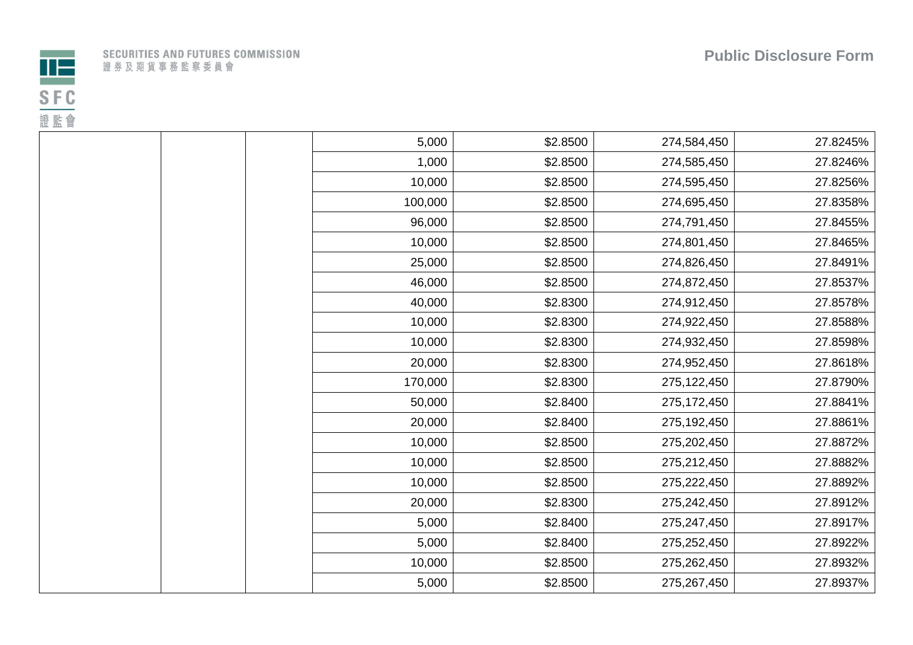| | | | | | | |
|---|---|---|---|---|---|---|
| | | | 5,000 | $2.8500 | 274,584,450 | 27.8245% |
| | | | 1,000 | $2.8500 | 274,585,450 | 27.8246% |
| | | | 10,000 | $2.8500 | 274,595,450 | 27.8256% |
| | | | 100,000 | $2.8500 | 274,695,450 | 27.8358% |
| | | | 96,000 | $2.8500 | 274,791,450 | 27.8455% |
| | | | 10,000 | $2.8500 | 274,801,450 | 27.8465% |
| | | | 25,000 | $2.8500 | 274,826,450 | 27.8491% |
| | | | 46,000 | $2.8500 | 274,872,450 | 27.8537% |
| | | | 40,000 | $2.8300 | 274,912,450 | 27.8578% |
| | | | 10,000 | $2.8300 | 274,922,450 | 27.8588% |
| | | | 10,000 | $2.8300 | 274,932,450 | 27.8598% |
| | | | 20,000 | $2.8300 | 274,952,450 | 27.8618% |
| | | | 170,000 | $2.8300 | 275,122,450 | 27.8790% |
| | | | 50,000 | $2.8400 | 275,172,450 | 27.8841% |
| | | | 20,000 | $2.8400 | 275,192,450 | 27.8861% |
| | | | 10,000 | $2.8500 | 275,202,450 | 27.8872% |
| | | | 10,000 | $2.8500 | 275,212,450 | 27.8882% |
| | | | 10,000 | $2.8500 | 275,222,450 | 27.8892% |
| | | | 20,000 | $2.8300 | 275,242,450 | 27.8912% |
| | | | 5,000 | $2.8400 | 275,247,450 | 27.8917% |
| | | | 5,000 | $2.8400 | 275,252,450 | 27.8922% |
| | | | 10,000 | $2.8500 | 275,262,450 | 27.8932% |
| | | | 5,000 | $2.8500 | 275,267,450 | 27.8937% |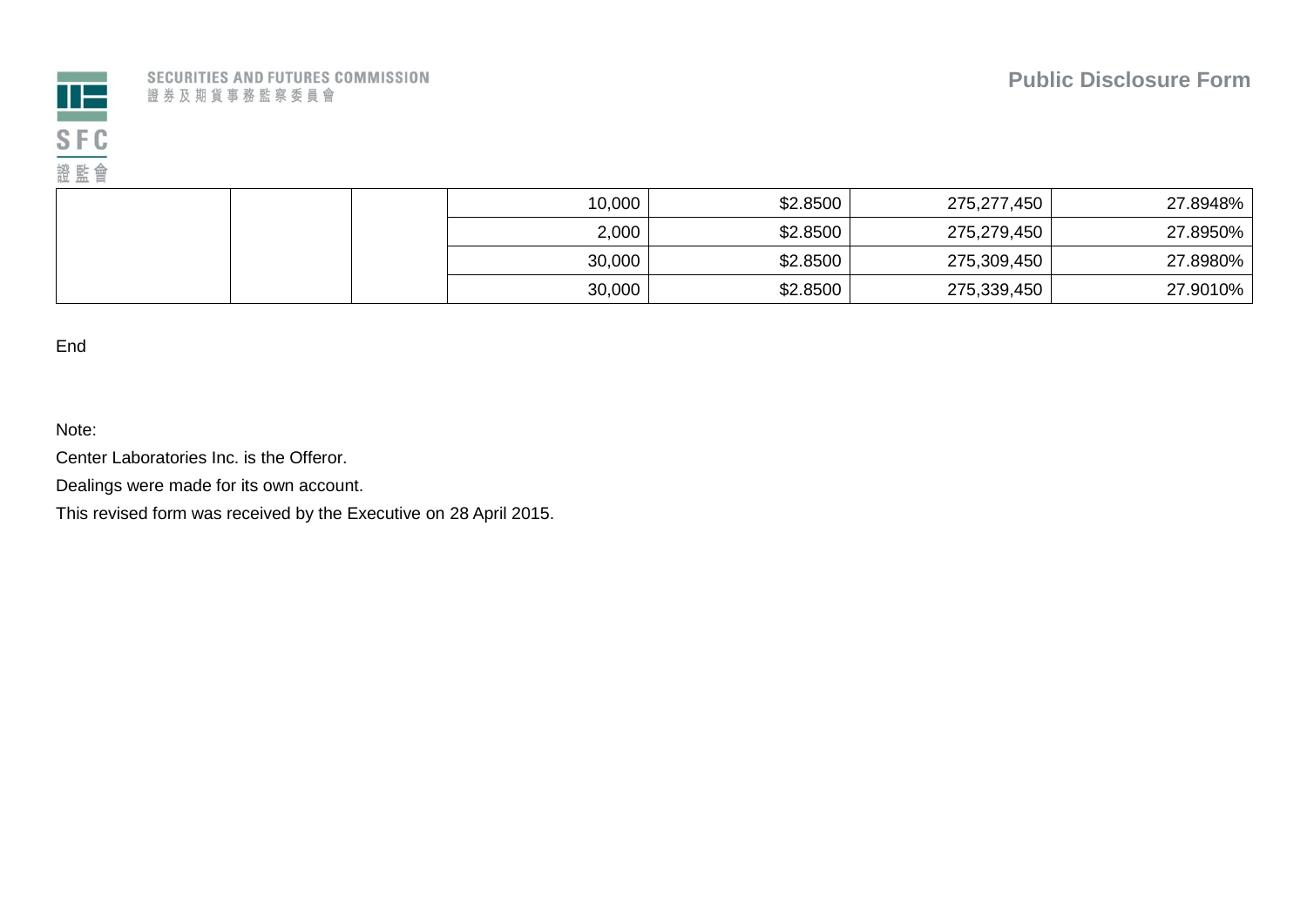| | | | | | | |
|---|---|---|---|---|---|---|
| | | | 10,000 | $2.8500 | 275,277,450 | 27.8948% |
| | | | 2,000 | $2.8500 | 275,279,450 | 27.8950% |
| | | | 30,000 | $2.8500 | 275,309,450 | 27.8980% |
| | | | 30,000 | $2.8500 | 275,339,450 | 27.9010% |

End

Note:

Center Laboratories Inc. is the Offeror.

Dealings were made for its own account.

This revised form was received by the Executive on 28 April 2015.